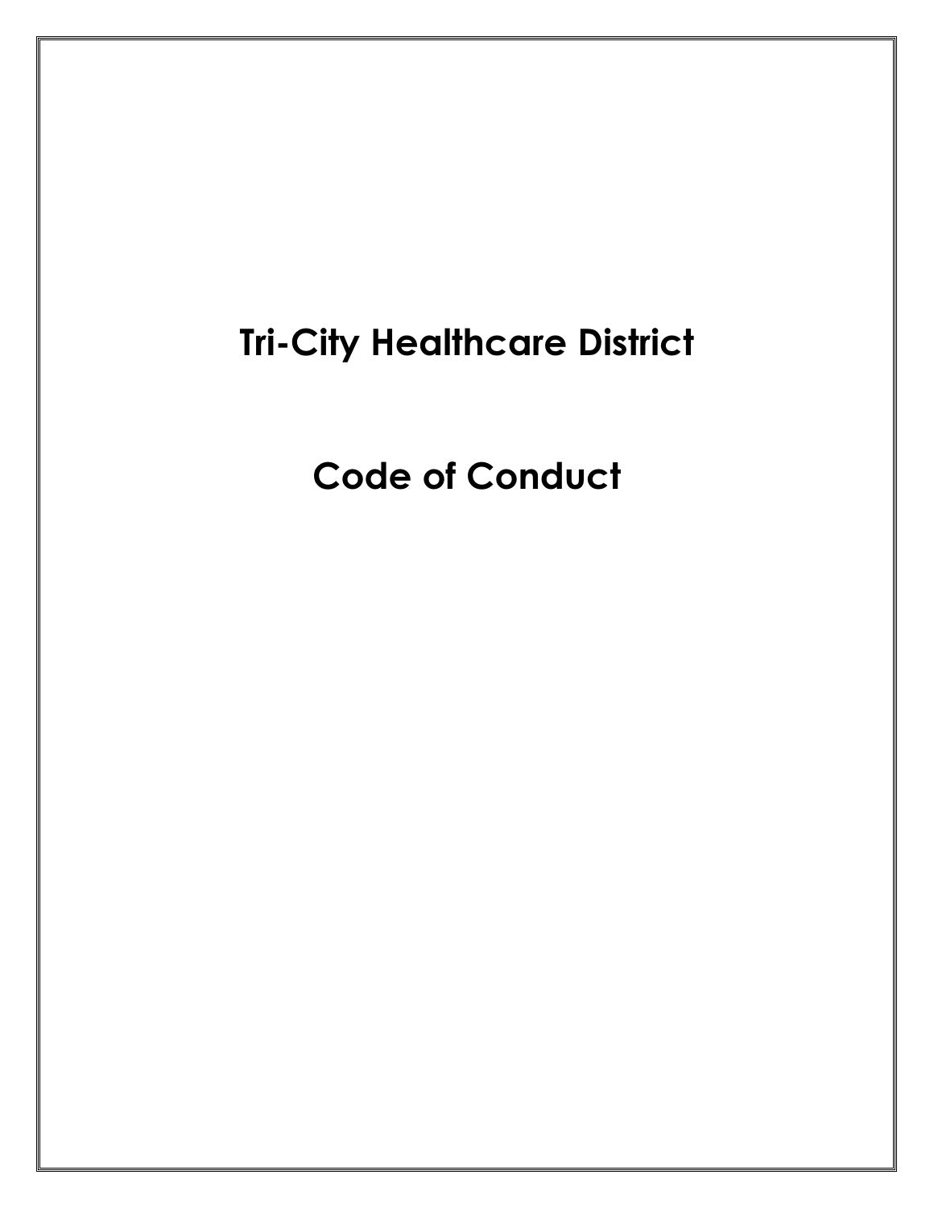# Tri-City Healthcare District

# Code of Conduct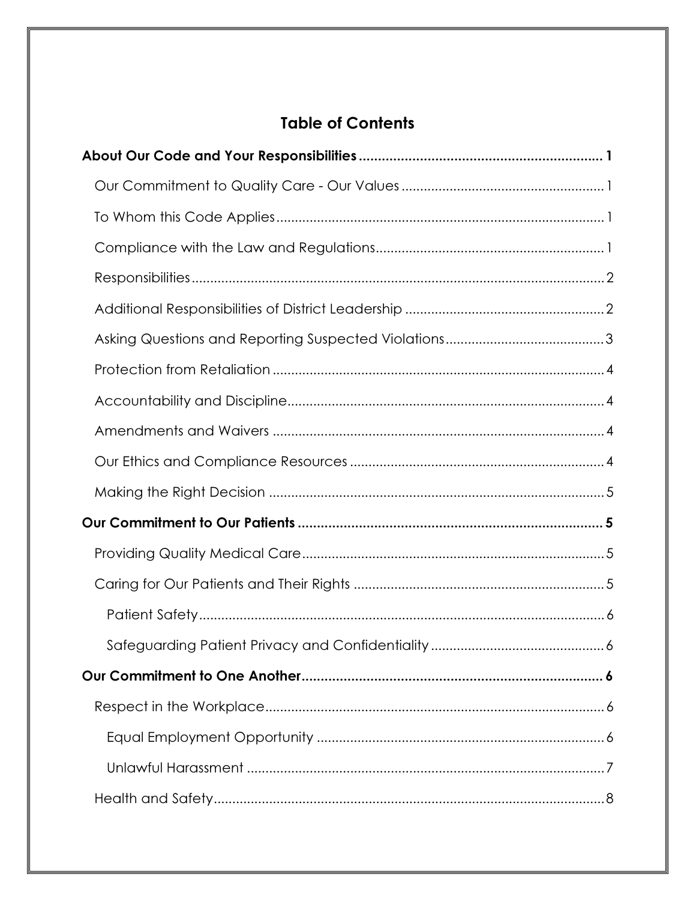## Table of Contents

**About Our Code and Your Responsibilities** ........ **1**

- Our Commitment to Quality Care - Our Values ........ 1
- To Whom this Code Applies ........ 1
- Compliance with the Law and Regulations ........ 1
- Responsibilities ........ 2
- Additional Responsibilities of District Leadership ........ 2
- Asking Questions and Reporting Suspected Violations ........ 3
- Protection from Retaliation ........ 4
- Accountability and Discipline ........ 4
- Amendments and Waivers ........ 4
- Our Ethics and Compliance Resources ........ 4
- Making the Right Decision ........ 5

**Our Commitment to Our Patients** ........ **5**

- Providing Quality Medical Care ........ 5
- Caring for Our Patients and Their Rights ........ 5
  - Patient Safety ........ 6
  - Safeguarding Patient Privacy and Confidentiality ........ 6

**Our Commitment to One Another** ........ **6**

- Respect in the Workplace ........ 6
  - Equal Employment Opportunity ........ 6
  - Unlawful Harassment ........ 7
- Health and Safety ........ 8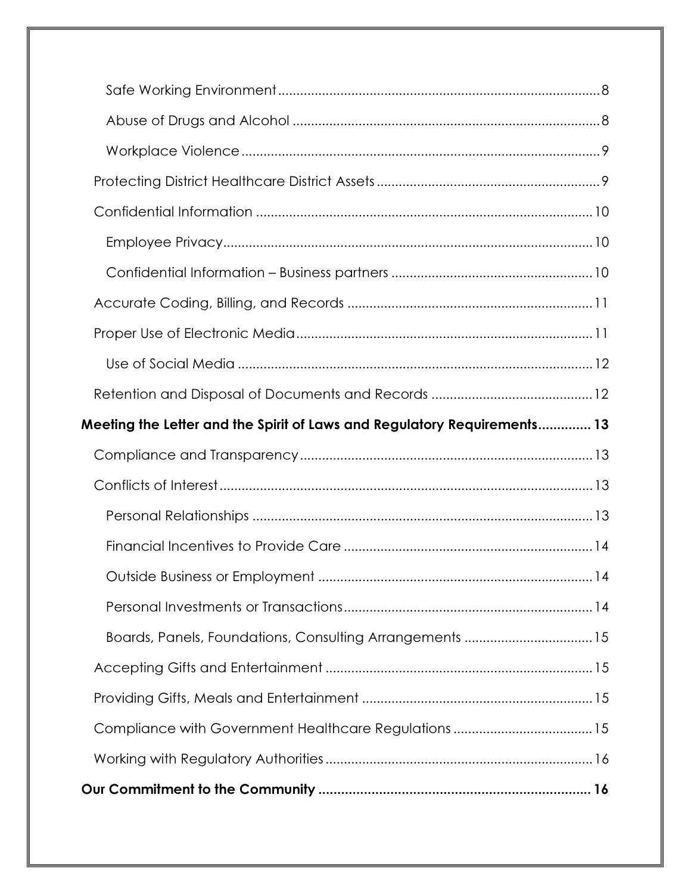Safe Working Environment .......... 8

Abuse of Drugs and Alcohol .......... 8

Workplace Violence .......... 9

Protecting District Healthcare District Assets .......... 9

Confidential Information .......... 10

Employee Privacy .......... 10

Confidential Information – Business partners .......... 10

Accurate Coding, Billing, and Records .......... 11

Proper Use of Electronic Media .......... 11

Use of Social Media .......... 12

Retention and Disposal of Documents and Records .......... 12

**Meeting the Letter and the Spirit of Laws and Regulatory Requirements .......... 13**

Compliance and Transparency .......... 13

Conflicts of Interest .......... 13

Personal Relationships .......... 13

Financial Incentives to Provide Care .......... 14

Outside Business or Employment .......... 14

Personal Investments or Transactions .......... 14

Boards, Panels, Foundations, Consulting Arrangements .......... 15

Accepting Gifts and Entertainment .......... 15

Providing Gifts, Meals and Entertainment .......... 15

Compliance with Government Healthcare Regulations .......... 15

Working with Regulatory Authorities .......... 16

**Our Commitment to the Community .......... 16**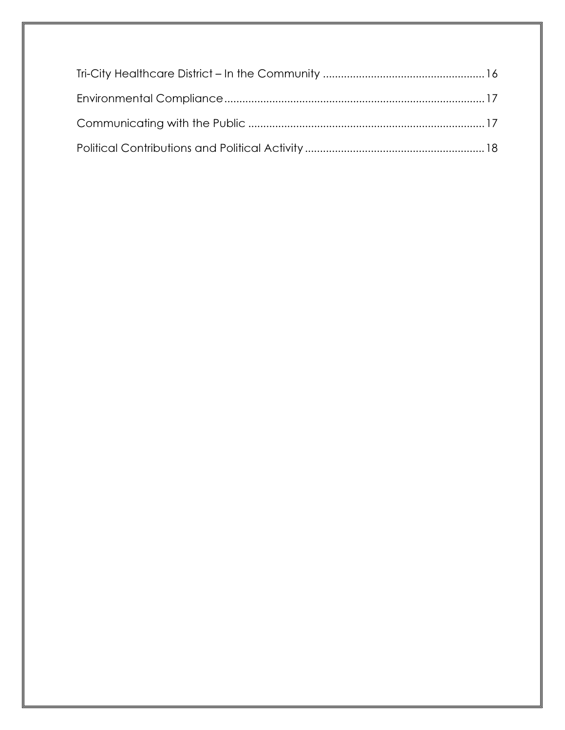Tri-City Healthcare District – In the Community ...................................................... 16

Environmental Compliance ...................................................................................... 17

Communicating with the Public .............................................................................. 17

Political Contributions and Political Activity ........................................................... 18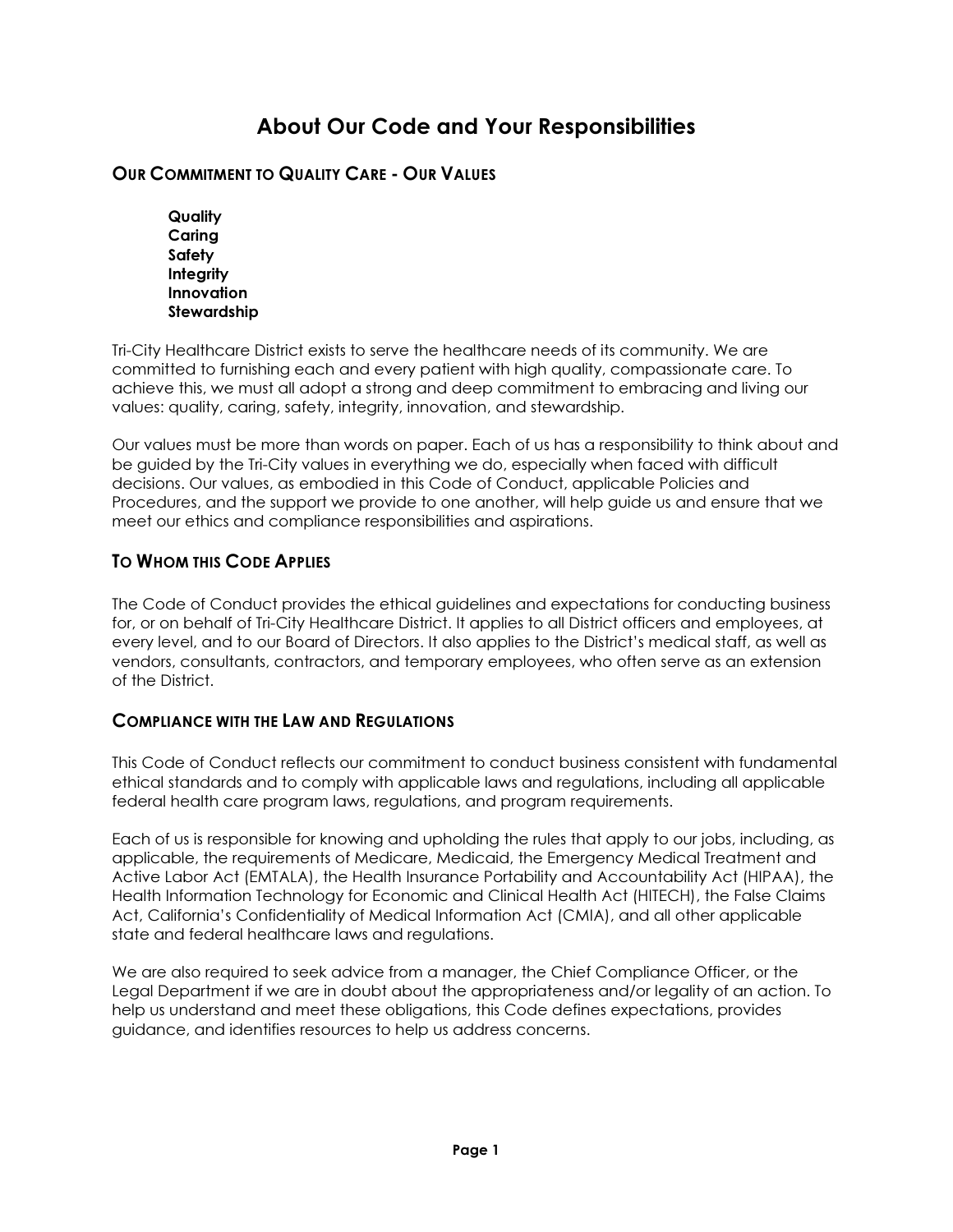# About Our Code and Your Responsibilities

## Our Commitment to Quality Care - Our Values

**Quality**
**Caring**
**Safety**
**Integrity**
**Innovation**
**Stewardship**

Tri-City Healthcare District exists to serve the healthcare needs of its community. We are committed to furnishing each and every patient with high quality, compassionate care. To achieve this, we must all adopt a strong and deep commitment to embracing and living our values: quality, caring, safety, integrity, innovation, and stewardship.

Our values must be more than words on paper. Each of us has a responsibility to think about and be guided by the Tri-City values in everything we do, especially when faced with difficult decisions. Our values, as embodied in this Code of Conduct, applicable Policies and Procedures, and the support we provide to one another, will help guide us and ensure that we meet our ethics and compliance responsibilities and aspirations.

## To Whom this Code Applies

The Code of Conduct provides the ethical guidelines and expectations for conducting business for, or on behalf of Tri-City Healthcare District. It applies to all District officers and employees, at every level, and to our Board of Directors. It also applies to the District's medical staff, as well as vendors, consultants, contractors, and temporary employees, who often serve as an extension of the District.

## Compliance with the Law and Regulations

This Code of Conduct reflects our commitment to conduct business consistent with fundamental ethical standards and to comply with applicable laws and regulations, including all applicable federal health care program laws, regulations, and program requirements.

Each of us is responsible for knowing and upholding the rules that apply to our jobs, including, as applicable, the requirements of Medicare, Medicaid, the Emergency Medical Treatment and Active Labor Act (EMTALA), the Health Insurance Portability and Accountability Act (HIPAA), the Health Information Technology for Economic and Clinical Health Act (HITECH), the False Claims Act, California's Confidentiality of Medical Information Act (CMIA), and all other applicable state and federal healthcare laws and regulations.

We are also required to seek advice from a manager, the Chief Compliance Officer, or the Legal Department if we are in doubt about the appropriateness and/or legality of an action. To help us understand and meet these obligations, this Code defines expectations, provides guidance, and identifies resources to help us address concerns.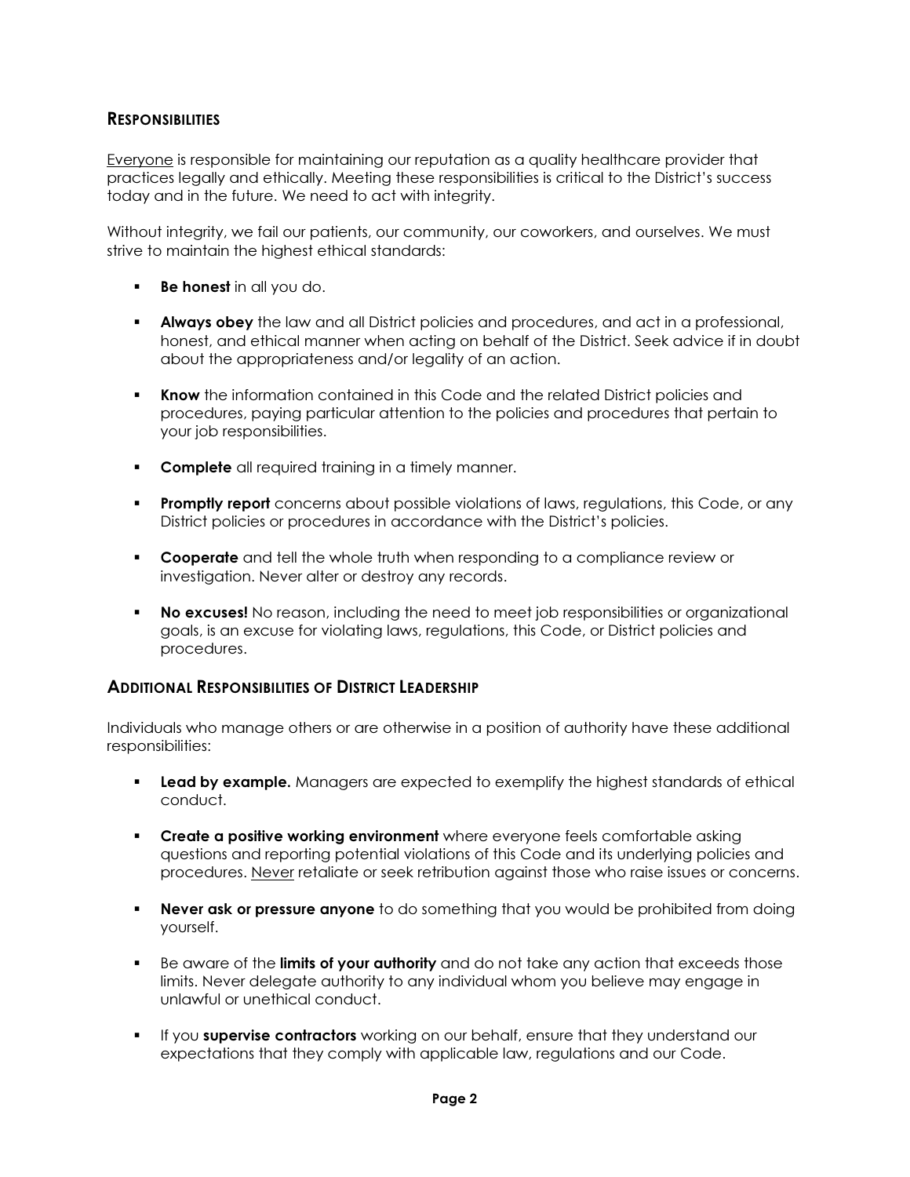## Responsibilities

Everyone is responsible for maintaining our reputation as a quality healthcare provider that practices legally and ethically. Meeting these responsibilities is critical to the District's success today and in the future. We need to act with integrity.

Without integrity, we fail our patients, our community, our coworkers, and ourselves. We must strive to maintain the highest ethical standards:

- **Be honest** in all you do.
- **Always obey** the law and all District policies and procedures, and act in a professional, honest, and ethical manner when acting on behalf of the District. Seek advice if in doubt about the appropriateness and/or legality of an action.
- **Know** the information contained in this Code and the related District policies and procedures, paying particular attention to the policies and procedures that pertain to your job responsibilities.
- **Complete** all required training in a timely manner.
- **Promptly report** concerns about possible violations of laws, regulations, this Code, or any District policies or procedures in accordance with the District's policies.
- **Cooperate** and tell the whole truth when responding to a compliance review or investigation. Never alter or destroy any records.
- **No excuses!** No reason, including the need to meet job responsibilities or organizational goals, is an excuse for violating laws, regulations, this Code, or District policies and procedures.

## Additional Responsibilities of District Leadership

Individuals who manage others or are otherwise in a position of authority have these additional responsibilities:

- **Lead by example.** Managers are expected to exemplify the highest standards of ethical conduct.
- **Create a positive working environment** where everyone feels comfortable asking questions and reporting potential violations of this Code and its underlying policies and procedures. Never retaliate or seek retribution against those who raise issues or concerns.
- **Never ask or pressure anyone** to do something that you would be prohibited from doing yourself.
- Be aware of the **limits of your authority** and do not take any action that exceeds those limits. Never delegate authority to any individual whom you believe may engage in unlawful or unethical conduct.
- If you **supervise contractors** working on our behalf, ensure that they understand our expectations that they comply with applicable law, regulations and our Code.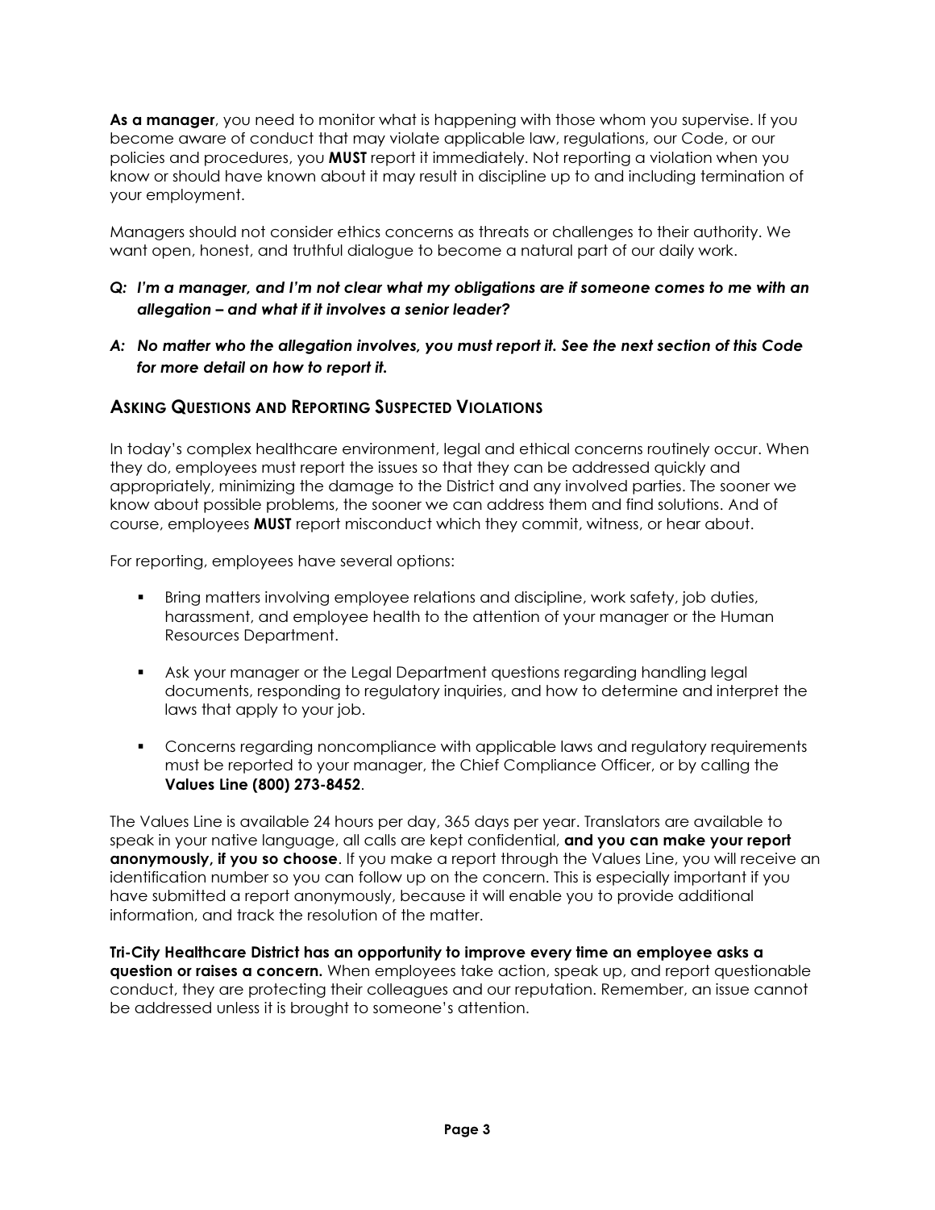**As a manager**, you need to monitor what is happening with those whom you supervise. If you become aware of conduct that may violate applicable law, regulations, our Code, or our policies and procedures, you **MUST** report it immediately. Not reporting a violation when you know or should have known about it may result in discipline up to and including termination of your employment.

Managers should not consider ethics concerns as threats or challenges to their authority. We want open, honest, and truthful dialogue to become a natural part of our daily work.

***Q: I'm a manager, and I'm not clear what my obligations are if someone comes to me with an allegation – and what if it involves a senior leader?***

***A: No matter who the allegation involves, you must report it. See the next section of this Code for more detail on how to report it.***

## ASKING QUESTIONS AND REPORTING SUSPECTED VIOLATIONS

In today's complex healthcare environment, legal and ethical concerns routinely occur. When they do, employees must report the issues so that they can be addressed quickly and appropriately, minimizing the damage to the District and any involved parties. The sooner we know about possible problems, the sooner we can address them and find solutions. And of course, employees **MUST** report misconduct which they commit, witness, or hear about.

For reporting, employees have several options:

- Bring matters involving employee relations and discipline, work safety, job duties, harassment, and employee health to the attention of your manager or the Human Resources Department.
- Ask your manager or the Legal Department questions regarding handling legal documents, responding to regulatory inquiries, and how to determine and interpret the laws that apply to your job.
- Concerns regarding noncompliance with applicable laws and regulatory requirements must be reported to your manager, the Chief Compliance Officer, or by calling the **Values Line (800) 273-8452**.

The Values Line is available 24 hours per day, 365 days per year. Translators are available to speak in your native language, all calls are kept confidential, **and you can make your report anonymously, if you so choose**. If you make a report through the Values Line, you will receive an identification number so you can follow up on the concern. This is especially important if you have submitted a report anonymously, because it will enable you to provide additional information, and track the resolution of the matter.

**Tri-City Healthcare District has an opportunity to improve every time an employee asks a question or raises a concern.** When employees take action, speak up, and report questionable conduct, they are protecting their colleagues and our reputation. Remember, an issue cannot be addressed unless it is brought to someone's attention.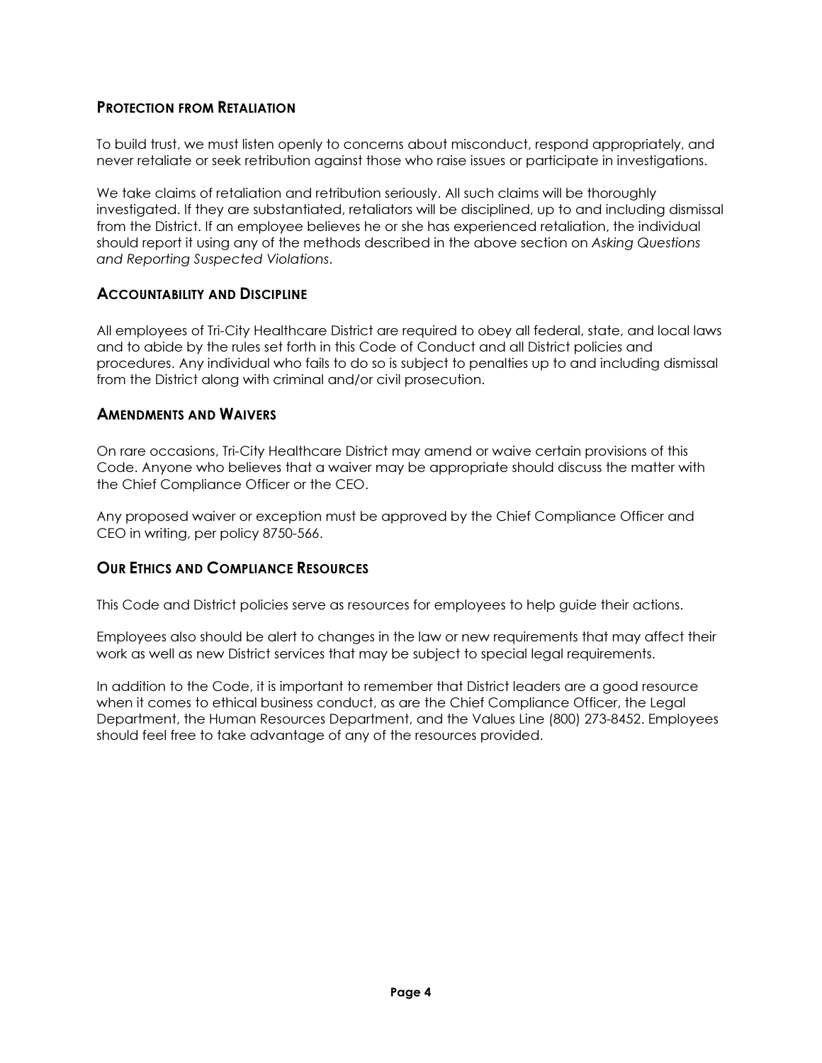## Protection from Retaliation

To build trust, we must listen openly to concerns about misconduct, respond appropriately, and never retaliate or seek retribution against those who raise issues or participate in investigations.

We take claims of retaliation and retribution seriously. All such claims will be thoroughly investigated. If they are substantiated, retaliators will be disciplined, up to and including dismissal from the District. If an employee believes he or she has experienced retaliation, the individual should report it using any of the methods described in the above section on *Asking Questions and Reporting Suspected Violations*.

## Accountability and Discipline

All employees of Tri-City Healthcare District are required to obey all federal, state, and local laws and to abide by the rules set forth in this Code of Conduct and all District policies and procedures. Any individual who fails to do so is subject to penalties up to and including dismissal from the District along with criminal and/or civil prosecution.

## Amendments and Waivers

On rare occasions, Tri-City Healthcare District may amend or waive certain provisions of this Code. Anyone who believes that a waiver may be appropriate should discuss the matter with the Chief Compliance Officer or the CEO.

Any proposed waiver or exception must be approved by the Chief Compliance Officer and CEO in writing, per policy 8750-566.

## Our Ethics and Compliance Resources

This Code and District policies serve as resources for employees to help guide their actions.

Employees also should be alert to changes in the law or new requirements that may affect their work as well as new District services that may be subject to special legal requirements.

In addition to the Code, it is important to remember that District leaders are a good resource when it comes to ethical business conduct, as are the Chief Compliance Officer, the Legal Department, the Human Resources Department, and the Values Line (800) 273-8452. Employees should feel free to take advantage of any of the resources provided.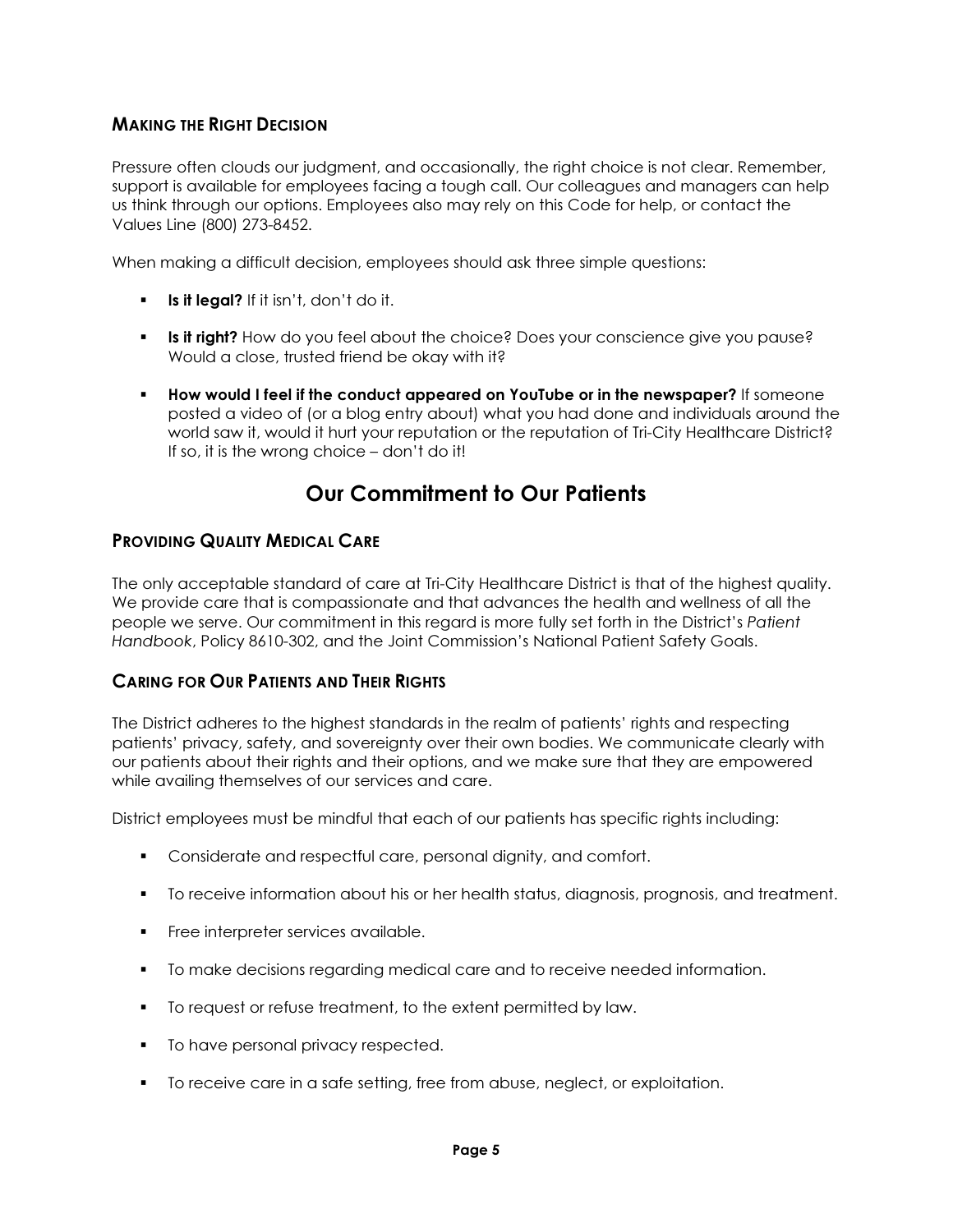### Making the Right Decision

Pressure often clouds our judgment, and occasionally, the right choice is not clear. Remember, support is available for employees facing a tough call. Our colleagues and managers can help us think through our options. Employees also may rely on this Code for help, or contact the Values Line (800) 273-8452.

When making a difficult decision, employees should ask three simple questions:

- **Is it legal?** If it isn't, don't do it.
- **Is it right?** How do you feel about the choice? Does your conscience give you pause? Would a close, trusted friend be okay with it?
- **How would I feel if the conduct appeared on YouTube or in the newspaper?** If someone posted a video of (or a blog entry about) what you had done and individuals around the world saw it, would it hurt your reputation or the reputation of Tri-City Healthcare District? If so, it is the wrong choice – don't do it!

## Our Commitment to Our Patients

### Providing Quality Medical Care

The only acceptable standard of care at Tri-City Healthcare District is that of the highest quality. We provide care that is compassionate and that advances the health and wellness of all the people we serve. Our commitment in this regard is more fully set forth in the District's *Patient Handbook*, Policy 8610-302, and the Joint Commission's National Patient Safety Goals.

### Caring for Our Patients and Their Rights

The District adheres to the highest standards in the realm of patients' rights and respecting patients' privacy, safety, and sovereignty over their own bodies. We communicate clearly with our patients about their rights and their options, and we make sure that they are empowered while availing themselves of our services and care.

District employees must be mindful that each of our patients has specific rights including:

- Considerate and respectful care, personal dignity, and comfort.
- To receive information about his or her health status, diagnosis, prognosis, and treatment.
- Free interpreter services available.
- To make decisions regarding medical care and to receive needed information.
- To request or refuse treatment, to the extent permitted by law.
- To have personal privacy respected.
- To receive care in a safe setting, free from abuse, neglect, or exploitation.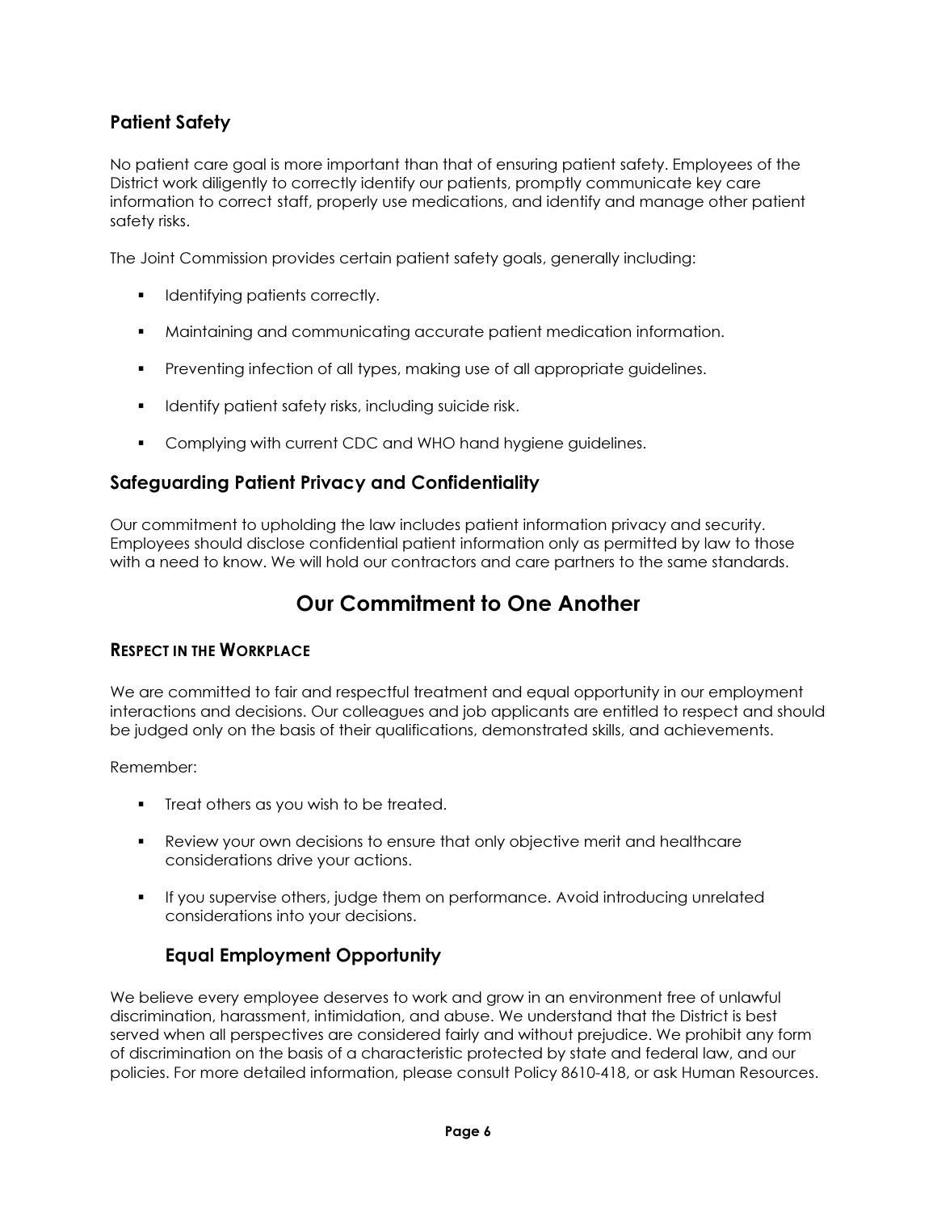### Patient Safety

No patient care goal is more important than that of ensuring patient safety. Employees of the District work diligently to correctly identify our patients, promptly communicate key care information to correct staff, properly use medications, and identify and manage other patient safety risks.

The Joint Commission provides certain patient safety goals, generally including:

- Identifying patients correctly.
- Maintaining and communicating accurate patient medication information.
- Preventing infection of all types, making use of all appropriate guidelines.
- Identify patient safety risks, including suicide risk.
- Complying with current CDC and WHO hand hygiene guidelines.

### Safeguarding Patient Privacy and Confidentiality

Our commitment to upholding the law includes patient information privacy and security. Employees should disclose confidential patient information only as permitted by law to those with a need to know. We will hold our contractors and care partners to the same standards.

## Our Commitment to One Another

#### Respect in the Workplace

We are committed to fair and respectful treatment and equal opportunity in our employment interactions and decisions. Our colleagues and job applicants are entitled to respect and should be judged only on the basis of their qualifications, demonstrated skills, and achievements.

Remember:

- Treat others as you wish to be treated.
- Review your own decisions to ensure that only objective merit and healthcare considerations drive your actions.
- If you supervise others, judge them on performance. Avoid introducing unrelated considerations into your decisions.

### Equal Employment Opportunity

We believe every employee deserves to work and grow in an environment free of unlawful discrimination, harassment, intimidation, and abuse. We understand that the District is best served when all perspectives are considered fairly and without prejudice. We prohibit any form of discrimination on the basis of a characteristic protected by state and federal law, and our policies. For more detailed information, please consult Policy 8610-418, or ask Human Resources.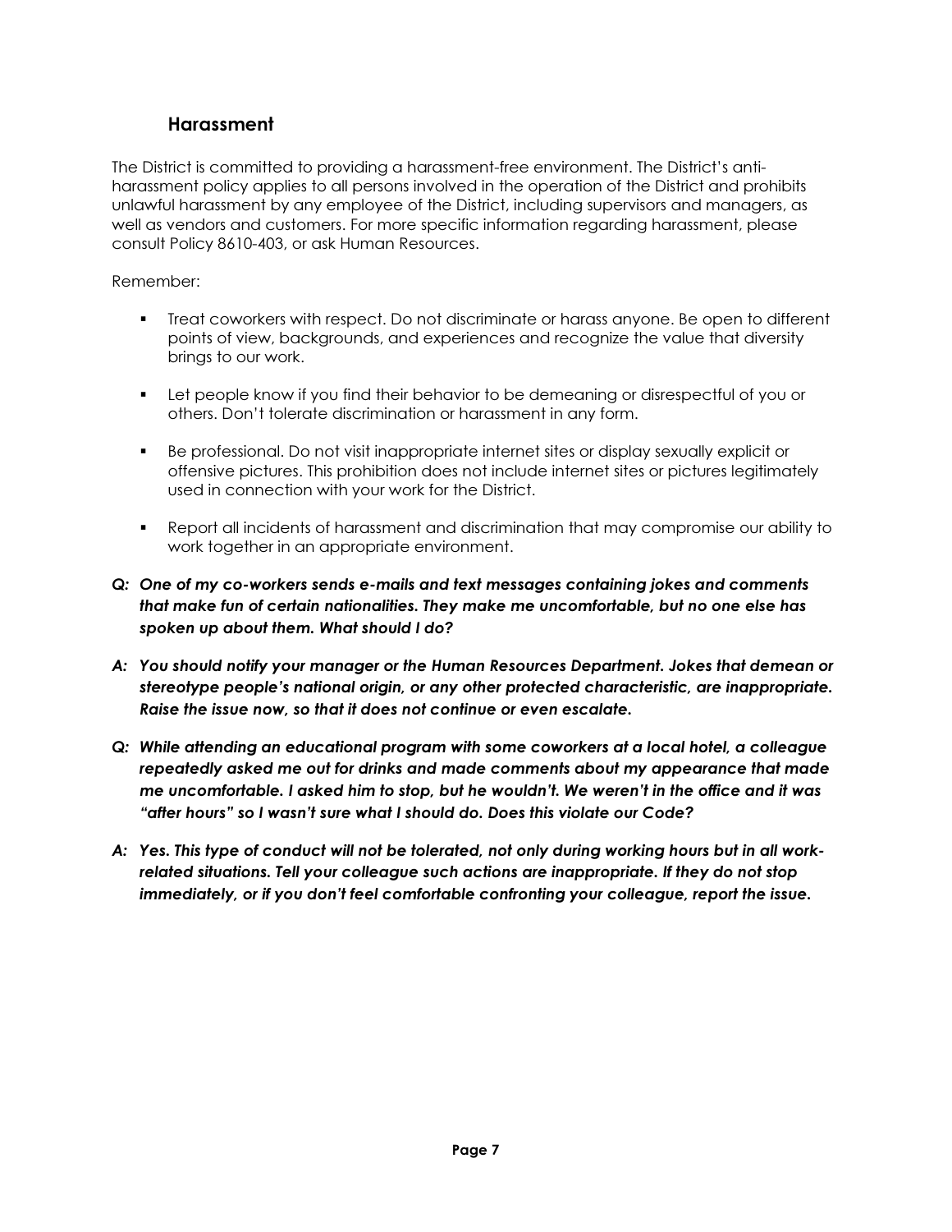## Harassment

The District is committed to providing a harassment-free environment. The District's anti-harassment policy applies to all persons involved in the operation of the District and prohibits unlawful harassment by any employee of the District, including supervisors and managers, as well as vendors and customers. For more specific information regarding harassment, please consult Policy 8610-403, or ask Human Resources.

Remember:

- Treat coworkers with respect. Do not discriminate or harass anyone. Be open to different points of view, backgrounds, and experiences and recognize the value that diversity brings to our work.
- Let people know if you find their behavior to be demeaning or disrespectful of you or others. Don't tolerate discrimination or harassment in any form.
- Be professional. Do not visit inappropriate internet sites or display sexually explicit or offensive pictures. This prohibition does not include internet sites or pictures legitimately used in connection with your work for the District.
- Report all incidents of harassment and discrimination that may compromise our ability to work together in an appropriate environment.

***Q: One of my co-workers sends e-mails and text messages containing jokes and comments that make fun of certain nationalities. They make me uncomfortable, but no one else has spoken up about them. What should I do?***

***A: You should notify your manager or the Human Resources Department. Jokes that demean or stereotype people's national origin, or any other protected characteristic, are inappropriate. Raise the issue now, so that it does not continue or even escalate.***

***Q: While attending an educational program with some coworkers at a local hotel, a colleague repeatedly asked me out for drinks and made comments about my appearance that made me uncomfortable. I asked him to stop, but he wouldn't. We weren't in the office and it was "after hours" so I wasn't sure what I should do. Does this violate our Code?***

***A: Yes. This type of conduct will not be tolerated, not only during working hours but in all work-related situations. Tell your colleague such actions are inappropriate. If they do not stop immediately, or if you don't feel comfortable confronting your colleague, report the issue.***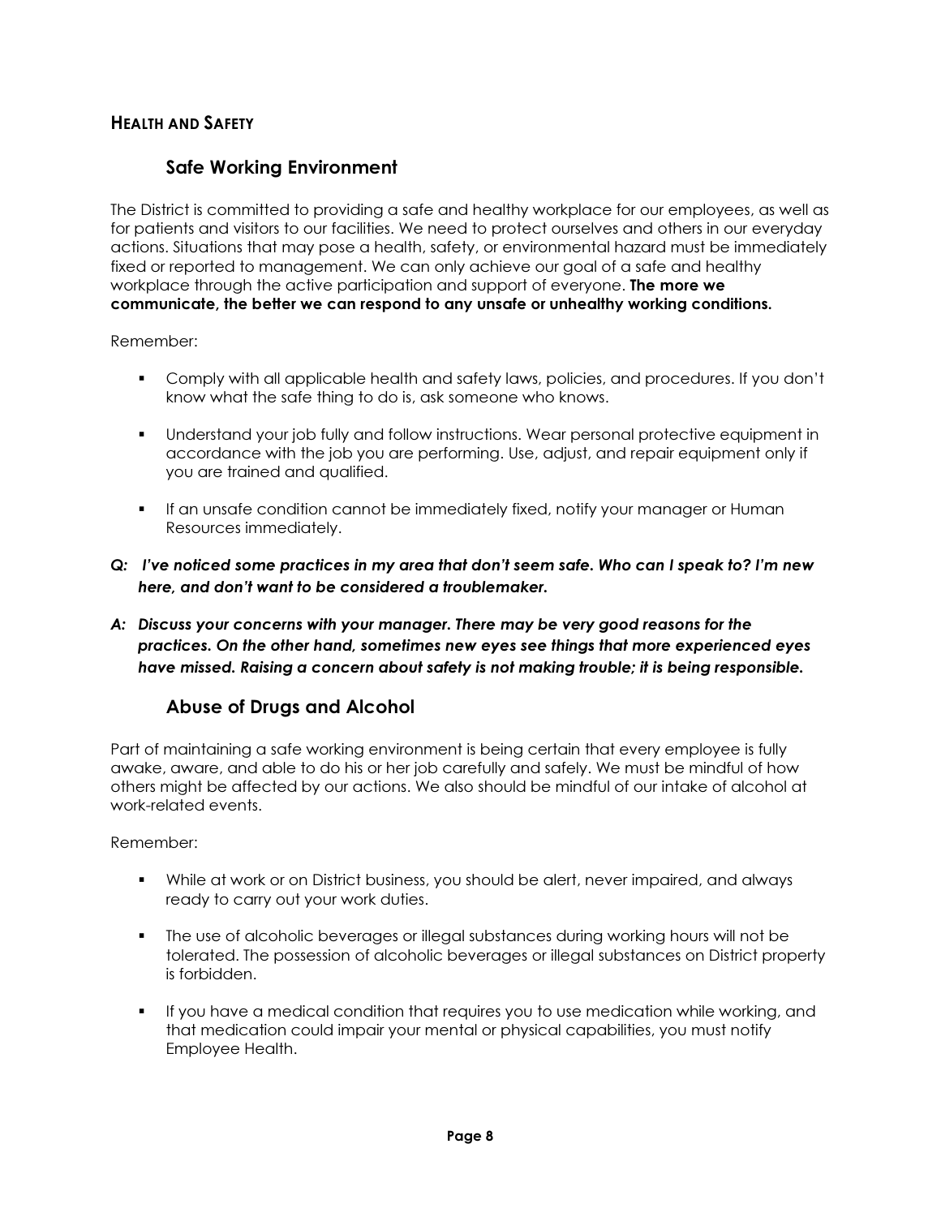## HEALTH AND SAFETY

### Safe Working Environment

The District is committed to providing a safe and healthy workplace for our employees, as well as for patients and visitors to our facilities. We need to protect ourselves and others in our everyday actions. Situations that may pose a health, safety, or environmental hazard must be immediately fixed or reported to management. We can only achieve our goal of a safe and healthy workplace through the active participation and support of everyone. **The more we communicate, the better we can respond to any unsafe or unhealthy working conditions.**

Remember:

- Comply with all applicable health and safety laws, policies, and procedures. If you don't know what the safe thing to do is, ask someone who knows.
- Understand your job fully and follow instructions. Wear personal protective equipment in accordance with the job you are performing. Use, adjust, and repair equipment only if you are trained and qualified.
- If an unsafe condition cannot be immediately fixed, notify your manager or Human Resources immediately.

***Q: I've noticed some practices in my area that don't seem safe. Who can I speak to? I'm new here, and don't want to be considered a troublemaker.***

***A: Discuss your concerns with your manager. There may be very good reasons for the practices. On the other hand, sometimes new eyes see things that more experienced eyes have missed. Raising a concern about safety is not making trouble; it is being responsible.***

### Abuse of Drugs and Alcohol

Part of maintaining a safe working environment is being certain that every employee is fully awake, aware, and able to do his or her job carefully and safely. We must be mindful of how others might be affected by our actions. We also should be mindful of our intake of alcohol at work-related events.

Remember:

- While at work or on District business, you should be alert, never impaired, and always ready to carry out your work duties.
- The use of alcoholic beverages or illegal substances during working hours will not be tolerated. The possession of alcoholic beverages or illegal substances on District property is forbidden.
- If you have a medical condition that requires you to use medication while working, and that medication could impair your mental or physical capabilities, you must notify Employee Health.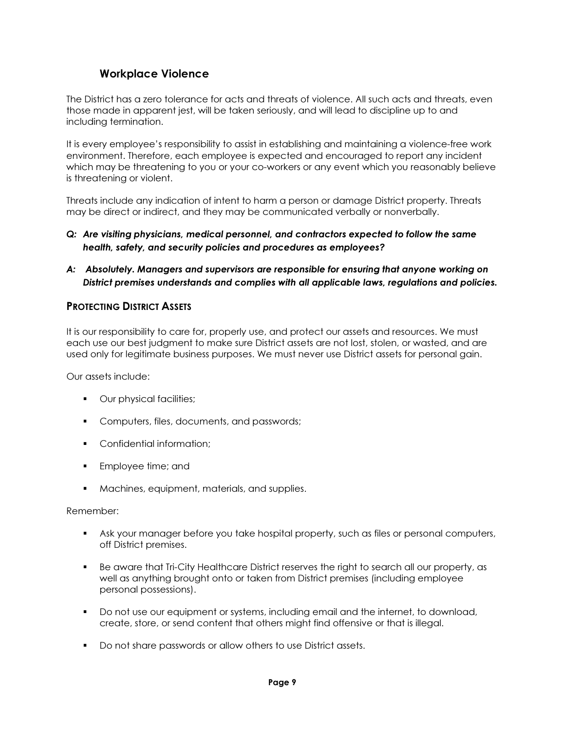### Workplace Violence

The District has a zero tolerance for acts and threats of violence. All such acts and threats, even those made in apparent jest, will be taken seriously, and will lead to discipline up to and including termination.

It is every employee's responsibility to assist in establishing and maintaining a violence-free work environment. Therefore, each employee is expected and encouraged to report any incident which may be threatening to you or your co-workers or any event which you reasonably believe is threatening or violent.

Threats include any indication of intent to harm a person or damage District property. Threats may be direct or indirect, and they may be communicated verbally or nonverbally.

***Q: Are visiting physicians, medical personnel, and contractors expected to follow the same health, safety, and security policies and procedures as employees?***

***A: Absolutely. Managers and supervisors are responsible for ensuring that anyone working on District premises understands and complies with all applicable laws, regulations and policies.***

## PROTECTING DISTRICT ASSETS

It is our responsibility to care for, properly use, and protect our assets and resources. We must each use our best judgment to make sure District assets are not lost, stolen, or wasted, and are used only for legitimate business purposes. We must never use District assets for personal gain.

Our assets include:

- Our physical facilities;
- Computers, files, documents, and passwords;
- Confidential information;
- Employee time; and
- Machines, equipment, materials, and supplies.

Remember:

- Ask your manager before you take hospital property, such as files or personal computers, off District premises.
- Be aware that Tri-City Healthcare District reserves the right to search all our property, as well as anything brought onto or taken from District premises (including employee personal possessions).
- Do not use our equipment or systems, including email and the internet, to download, create, store, or send content that others might find offensive or that is illegal.
- Do not share passwords or allow others to use District assets.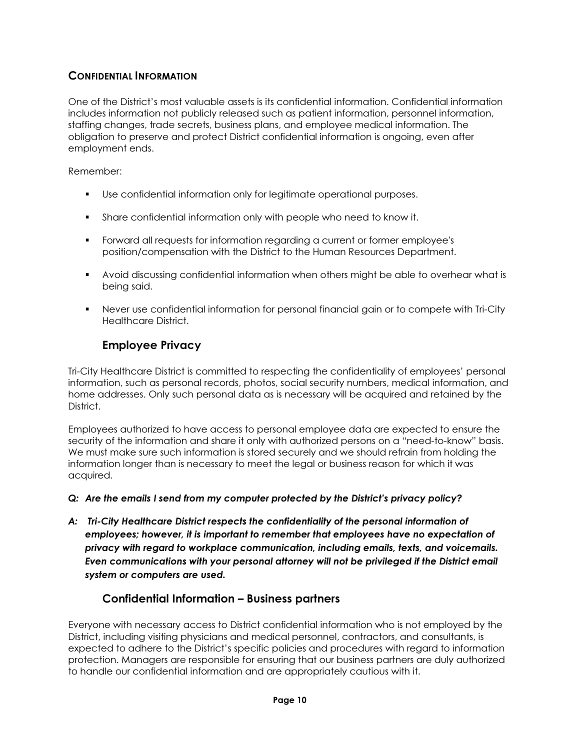## Confidential Information

One of the District's most valuable assets is its confidential information. Confidential information includes information not publicly released such as patient information, personnel information, staffing changes, trade secrets, business plans, and employee medical information. The obligation to preserve and protect District confidential information is ongoing, even after employment ends.

Remember:

- Use confidential information only for legitimate operational purposes.
- Share confidential information only with people who need to know it.
- Forward all requests for information regarding a current or former employee's position/compensation with the District to the Human Resources Department.
- Avoid discussing confidential information when others might be able to overhear what is being said.
- Never use confidential information for personal financial gain or to compete with Tri-City Healthcare District.

### Employee Privacy

Tri-City Healthcare District is committed to respecting the confidentiality of employees' personal information, such as personal records, photos, social security numbers, medical information, and home addresses. Only such personal data as is necessary will be acquired and retained by the District.

Employees authorized to have access to personal employee data are expected to ensure the security of the information and share it only with authorized persons on a "need-to-know" basis. We must make sure such information is stored securely and we should refrain from holding the information longer than is necessary to meet the legal or business reason for which it was acquired.

***Q: Are the emails I send from my computer protected by the District's privacy policy?***

***A: Tri-City Healthcare District respects the confidentiality of the personal information of employees; however, it is important to remember that employees have no expectation of privacy with regard to workplace communication, including emails, texts, and voicemails. Even communications with your personal attorney will not be privileged if the District email system or computers are used.***

### Confidential Information – Business partners

Everyone with necessary access to District confidential information who is not employed by the District, including visiting physicians and medical personnel, contractors, and consultants, is expected to adhere to the District's specific policies and procedures with regard to information protection. Managers are responsible for ensuring that our business partners are duly authorized to handle our confidential information and are appropriately cautious with it.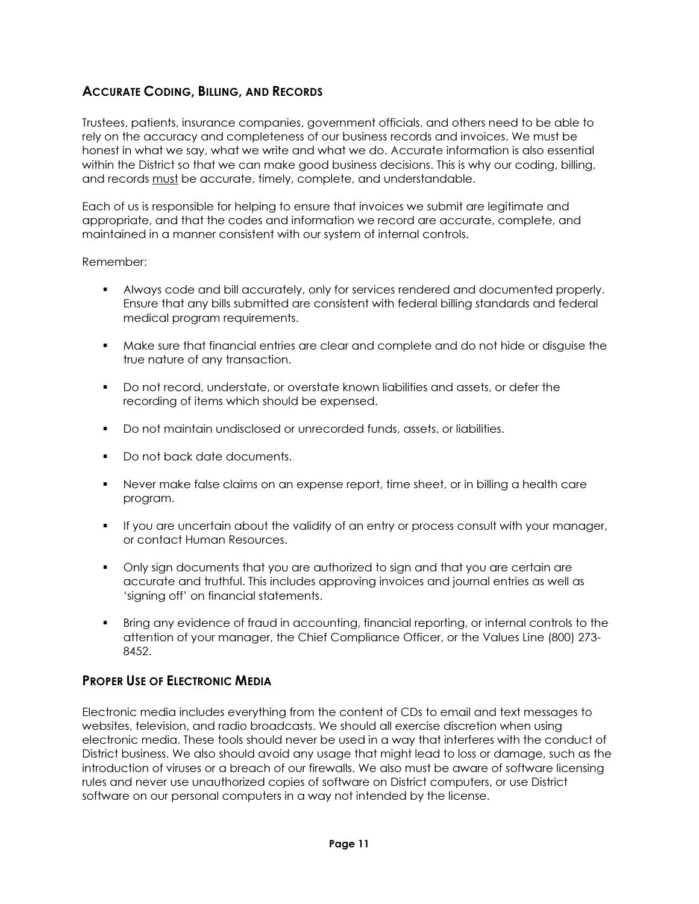## ACCURATE CODING, BILLING, AND RECORDS

Trustees, patients, insurance companies, government officials, and others need to be able to rely on the accuracy and completeness of our business records and invoices. We must be honest in what we say, what we write and what we do. Accurate information is also essential within the District so that we can make good business decisions. This is why our coding, billing, and records <u>must</u> be accurate, timely, complete, and understandable.

Each of us is responsible for helping to ensure that invoices we submit are legitimate and appropriate, and that the codes and information we record are accurate, complete, and maintained in a manner consistent with our system of internal controls.

Remember:

- Always code and bill accurately, only for services rendered and documented properly. Ensure that any bills submitted are consistent with federal billing standards and federal medical program requirements.
- Make sure that financial entries are clear and complete and do not hide or disguise the true nature of any transaction.
- Do not record, understate, or overstate known liabilities and assets, or defer the recording of items which should be expensed.
- Do not maintain undisclosed or unrecorded funds, assets, or liabilities.
- Do not back date documents.
- Never make false claims on an expense report, time sheet, or in billing a health care program.
- If you are uncertain about the validity of an entry or process consult with your manager, or contact Human Resources.
- Only sign documents that you are authorized to sign and that you are certain are accurate and truthful. This includes approving invoices and journal entries as well as 'signing off' on financial statements.
- Bring any evidence of fraud in accounting, financial reporting, or internal controls to the attention of your manager, the Chief Compliance Officer, or the Values Line (800) 273-8452.

## PROPER USE OF ELECTRONIC MEDIA

Electronic media includes everything from the content of CDs to email and text messages to websites, television, and radio broadcasts. We should all exercise discretion when using electronic media. These tools should never be used in a way that interferes with the conduct of District business. We also should avoid any usage that might lead to loss or damage, such as the introduction of viruses or a breach of our firewalls. We also must be aware of software licensing rules and never use unauthorized copies of software on District computers, or use District software on our personal computers in a way not intended by the license.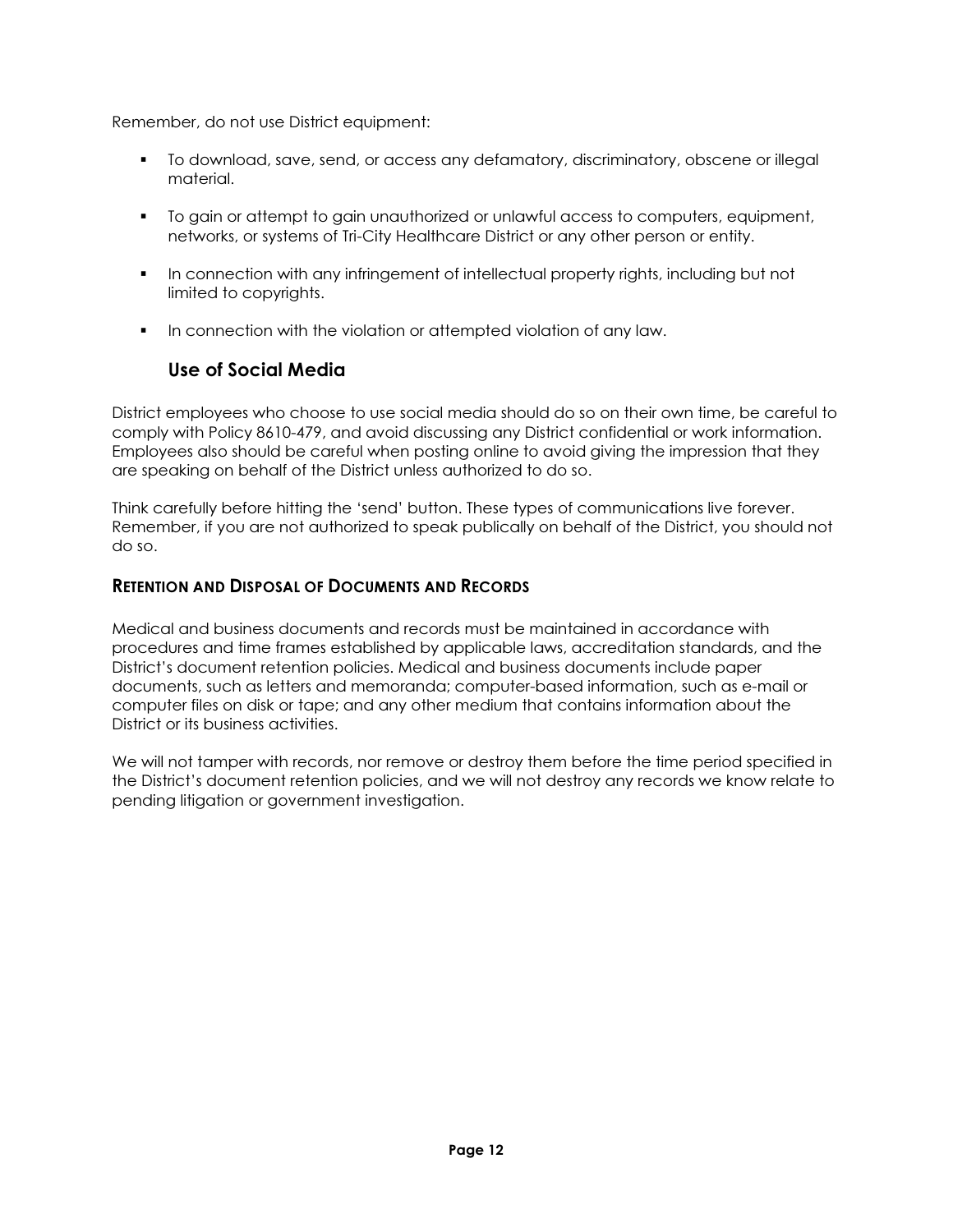Remember, do not use District equipment:

- To download, save, send, or access any defamatory, discriminatory, obscene or illegal material.
- To gain or attempt to gain unauthorized or unlawful access to computers, equipment, networks, or systems of Tri-City Healthcare District or any other person or entity.
- In connection with any infringement of intellectual property rights, including but not limited to copyrights.
- In connection with the violation or attempted violation of any law.

### Use of Social Media

District employees who choose to use social media should do so on their own time, be careful to comply with Policy 8610-479, and avoid discussing any District confidential or work information. Employees also should be careful when posting online to avoid giving the impression that they are speaking on behalf of the District unless authorized to do so.

Think carefully before hitting the 'send' button. These types of communications live forever. Remember, if you are not authorized to speak publically on behalf of the District, you should not do so.

## Retention and Disposal of Documents and Records

Medical and business documents and records must be maintained in accordance with procedures and time frames established by applicable laws, accreditation standards, and the District's document retention policies. Medical and business documents include paper documents, such as letters and memoranda; computer-based information, such as e-mail or computer files on disk or tape; and any other medium that contains information about the District or its business activities.

We will not tamper with records, nor remove or destroy them before the time period specified in the District's document retention policies, and we will not destroy any records we know relate to pending litigation or government investigation.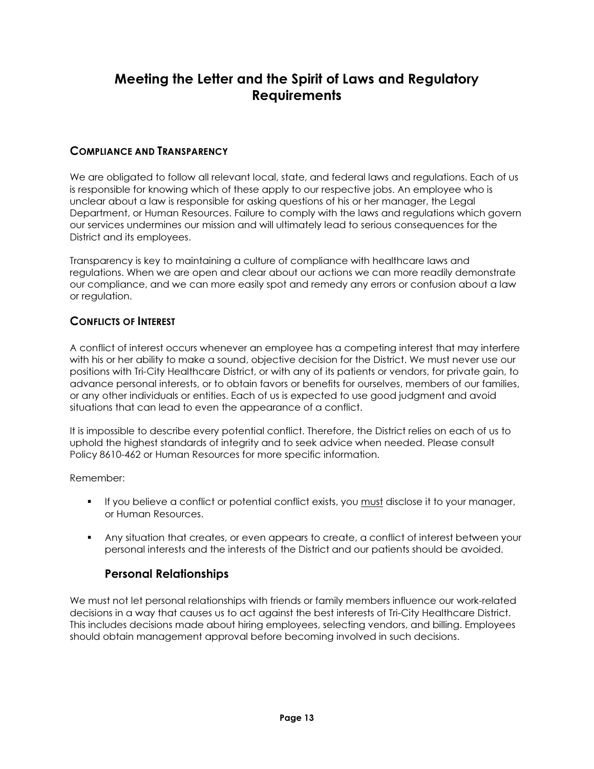# Meeting the Letter and the Spirit of Laws and Regulatory Requirements

## Compliance and Transparency

We are obligated to follow all relevant local, state, and federal laws and regulations. Each of us is responsible for knowing which of these apply to our respective jobs. An employee who is unclear about a law is responsible for asking questions of his or her manager, the Legal Department, or Human Resources. Failure to comply with the laws and regulations which govern our services undermines our mission and will ultimately lead to serious consequences for the District and its employees.

Transparency is key to maintaining a culture of compliance with healthcare laws and regulations. When we are open and clear about our actions we can more readily demonstrate our compliance, and we can more easily spot and remedy any errors or confusion about a law or regulation.

## Conflicts of Interest

A conflict of interest occurs whenever an employee has a competing interest that may interfere with his or her ability to make a sound, objective decision for the District. We must never use our positions with Tri-City Healthcare District, or with any of its patients or vendors, for private gain, to advance personal interests, or to obtain favors or benefits for ourselves, members of our families, or any other individuals or entities. Each of us is expected to use good judgment and avoid situations that can lead to even the appearance of a conflict.

It is impossible to describe every potential conflict. Therefore, the District relies on each of us to uphold the highest standards of integrity and to seek advice when needed. Please consult Policy 8610-462 or Human Resources for more specific information.

Remember:

- If you believe a conflict or potential conflict exists, you <u>must</u> disclose it to your manager, or Human Resources.
- Any situation that creates, or even appears to create, a conflict of interest between your personal interests and the interests of the District and our patients should be avoided.

### Personal Relationships

We must not let personal relationships with friends or family members influence our work-related decisions in a way that causes us to act against the best interests of Tri-City Healthcare District. This includes decisions made about hiring employees, selecting vendors, and billing. Employees should obtain management approval before becoming involved in such decisions.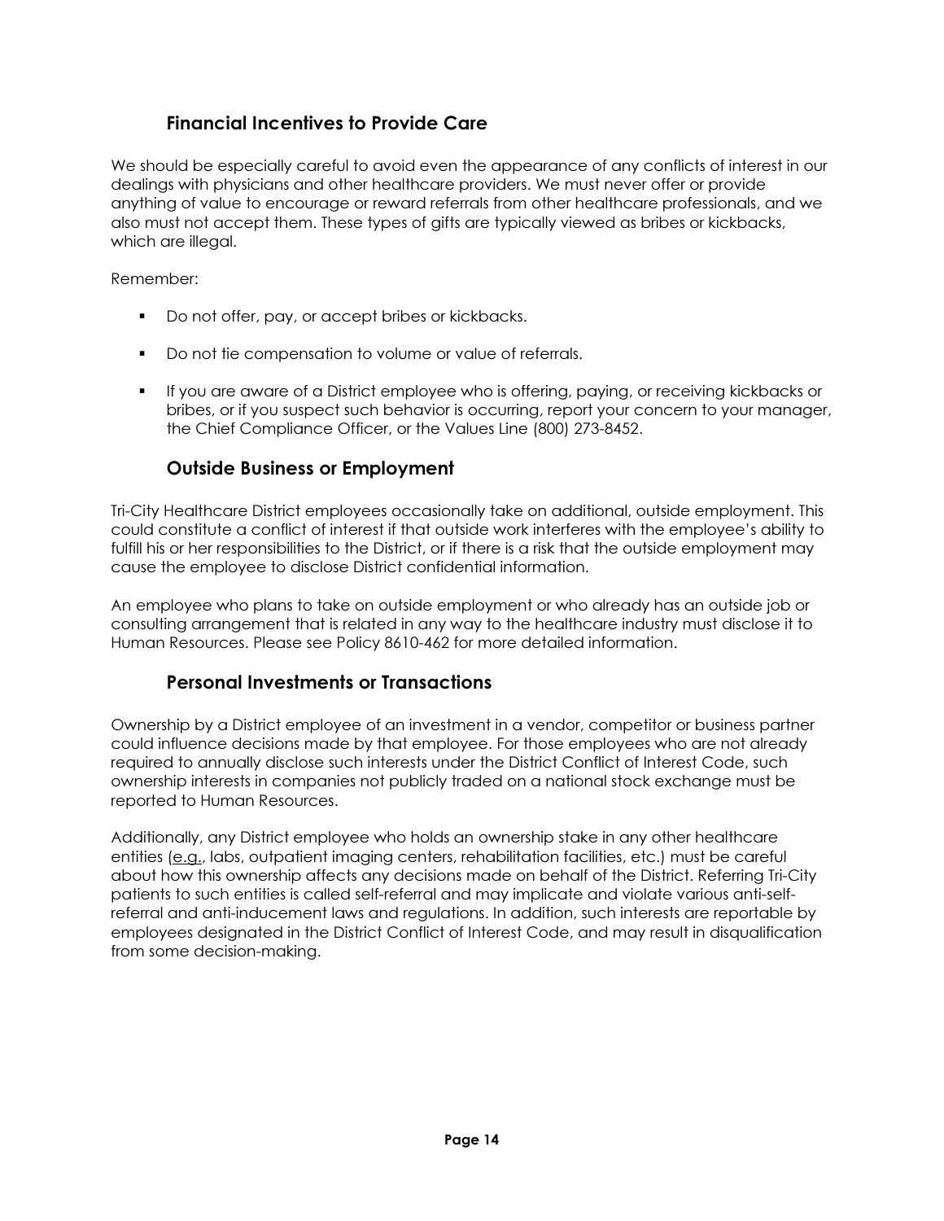## Financial Incentives to Provide Care

We should be especially careful to avoid even the appearance of any conflicts of interest in our dealings with physicians and other healthcare providers. We must never offer or provide anything of value to encourage or reward referrals from other healthcare professionals, and we also must not accept them. These types of gifts are typically viewed as bribes or kickbacks, which are illegal.

Remember:

- Do not offer, pay, or accept bribes or kickbacks.
- Do not tie compensation to volume or value of referrals.
- If you are aware of a District employee who is offering, paying, or receiving kickbacks or bribes, or if you suspect such behavior is occurring, report your concern to your manager, the Chief Compliance Officer, or the Values Line (800) 273-8452.

## Outside Business or Employment

Tri-City Healthcare District employees occasionally take on additional, outside employment. This could constitute a conflict of interest if that outside work interferes with the employee's ability to fulfill his or her responsibilities to the District, or if there is a risk that the outside employment may cause the employee to disclose District confidential information.

An employee who plans to take on outside employment or who already has an outside job or consulting arrangement that is related in any way to the healthcare industry must disclose it to Human Resources. Please see Policy 8610-462 for more detailed information.

## Personal Investments or Transactions

Ownership by a District employee of an investment in a vendor, competitor or business partner could influence decisions made by that employee. For those employees who are not already required to annually disclose such interests under the District Conflict of Interest Code, such ownership interests in companies not publicly traded on a national stock exchange must be reported to Human Resources.

Additionally, any District employee who holds an ownership stake in any other healthcare entities (e.g., labs, outpatient imaging centers, rehabilitation facilities, etc.) must be careful about how this ownership affects any decisions made on behalf of the District. Referring Tri-City patients to such entities is called self-referral and may implicate and violate various anti-self-referral and anti-inducement laws and regulations. In addition, such interests are reportable by employees designated in the District Conflict of Interest Code, and may result in disqualification from some decision-making.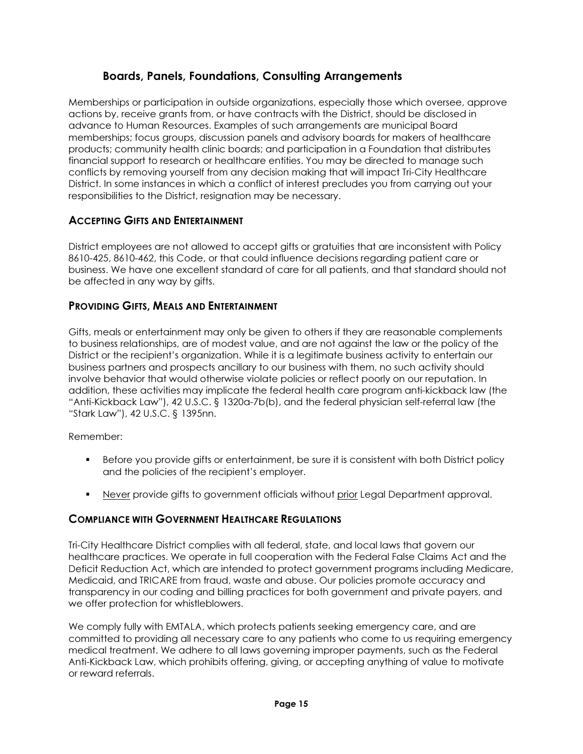### Boards, Panels, Foundations, Consulting Arrangements

Memberships or participation in outside organizations, especially those which oversee, approve actions by, receive grants from, or have contracts with the District, should be disclosed in advance to Human Resources. Examples of such arrangements are municipal Board memberships; focus groups, discussion panels and advisory boards for makers of healthcare products; community health clinic boards; and participation in a Foundation that distributes financial support to research or healthcare entities. You may be directed to manage such conflicts by removing yourself from any decision making that will impact Tri-City Healthcare District. In some instances in which a conflict of interest precludes you from carrying out your responsibilities to the District, resignation may be necessary.

## ACCEPTING GIFTS AND ENTERTAINMENT

District employees are not allowed to accept gifts or gratuities that are inconsistent with Policy 8610-425, 8610-462, this Code, or that could influence decisions regarding patient care or business. We have one excellent standard of care for all patients, and that standard should not be affected in any way by gifts.

## PROVIDING GIFTS, MEALS AND ENTERTAINMENT

Gifts, meals or entertainment may only be given to others if they are reasonable complements to business relationships, are of modest value, and are not against the law or the policy of the District or the recipient's organization. While it is a legitimate business activity to entertain our business partners and prospects ancillary to our business with them, no such activity should involve behavior that would otherwise violate policies or reflect poorly on our reputation. In addition, these activities may implicate the federal health care program anti-kickback law (the "Anti-Kickback Law"), 42 U.S.C. § 1320a-7b(b), and the federal physician self-referral law (the "Stark Law"), 42 U.S.C. § 1395nn.

Remember:

- Before you provide gifts or entertainment, be sure it is consistent with both District policy and the policies of the recipient's employer.
- <u>Never</u> provide gifts to government officials without <u>prior</u> Legal Department approval.

## COMPLIANCE WITH GOVERNMENT HEALTHCARE REGULATIONS

Tri-City Healthcare District complies with all federal, state, and local laws that govern our healthcare practices. We operate in full cooperation with the Federal False Claims Act and the Deficit Reduction Act, which are intended to protect government programs including Medicare, Medicaid, and TRICARE from fraud, waste and abuse. Our policies promote accuracy and transparency in our coding and billing practices for both government and private payers, and we offer protection for whistleblowers.

We comply fully with EMTALA, which protects patients seeking emergency care, and are committed to providing all necessary care to any patients who come to us requiring emergency medical treatment. We adhere to all laws governing improper payments, such as the Federal Anti-Kickback Law, which prohibits offering, giving, or accepting anything of value to motivate or reward referrals.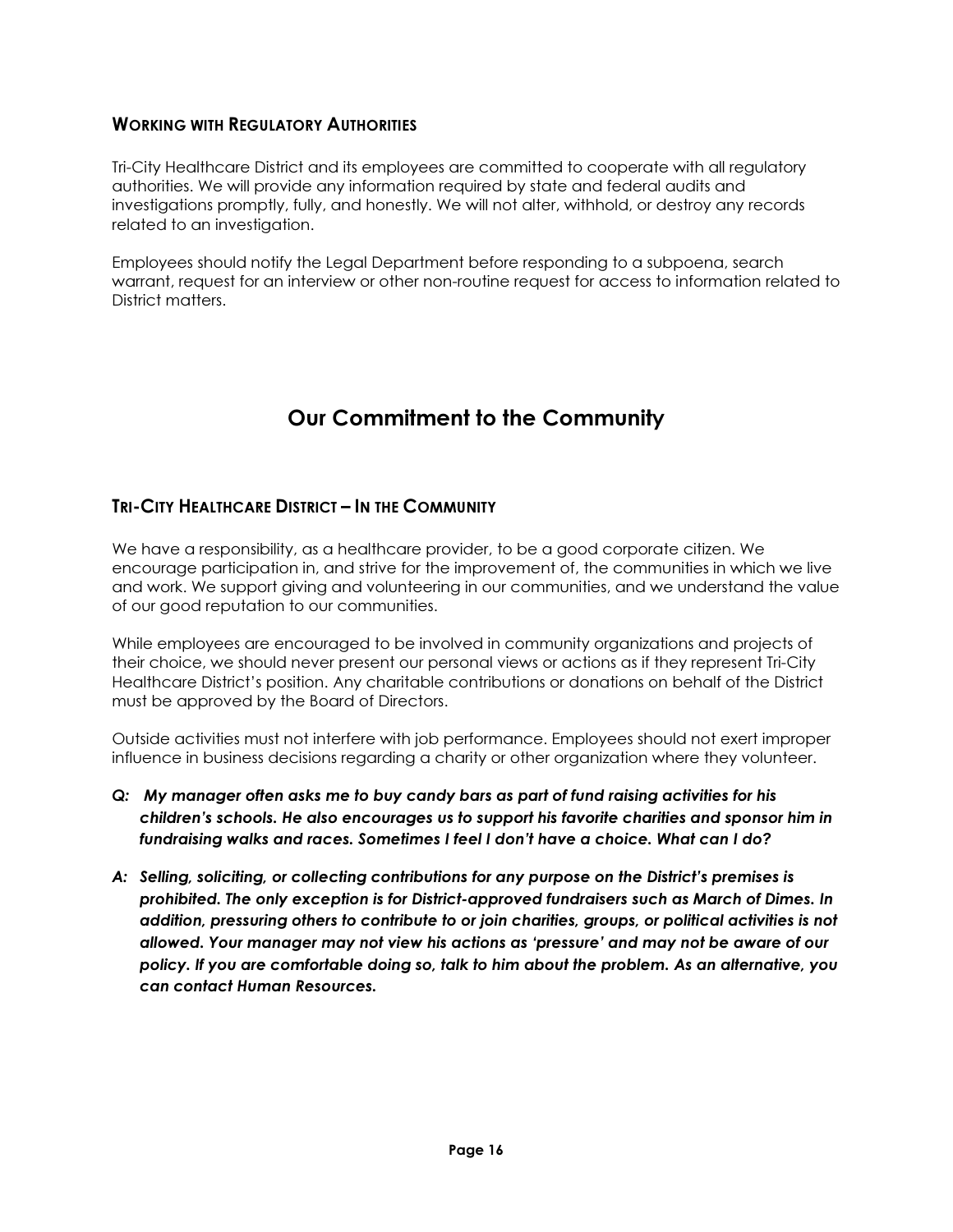### WORKING WITH REGULATORY AUTHORITIES

Tri-City Healthcare District and its employees are committed to cooperate with all regulatory authorities. We will provide any information required by state and federal audits and investigations promptly, fully, and honestly. We will not alter, withhold, or destroy any records related to an investigation.

Employees should notify the Legal Department before responding to a subpoena, search warrant, request for an interview or other non-routine request for access to information related to District matters.

## Our Commitment to the Community

### TRI-CITY HEALTHCARE DISTRICT – IN THE COMMUNITY

We have a responsibility, as a healthcare provider, to be a good corporate citizen. We encourage participation in, and strive for the improvement of, the communities in which we live and work. We support giving and volunteering in our communities, and we understand the value of our good reputation to our communities.

While employees are encouraged to be involved in community organizations and projects of their choice, we should never present our personal views or actions as if they represent Tri-City Healthcare District's position. Any charitable contributions or donations on behalf of the District must be approved by the Board of Directors.

Outside activities must not interfere with job performance. Employees should not exert improper influence in business decisions regarding a charity or other organization where they volunteer.

***Q: My manager often asks me to buy candy bars as part of fund raising activities for his children's schools. He also encourages us to support his favorite charities and sponsor him in fundraising walks and races. Sometimes I feel I don't have a choice. What can I do?***

***A: Selling, soliciting, or collecting contributions for any purpose on the District's premises is prohibited. The only exception is for District-approved fundraisers such as March of Dimes. In addition, pressuring others to contribute to or join charities, groups, or political activities is not allowed. Your manager may not view his actions as 'pressure' and may not be aware of our policy. If you are comfortable doing so, talk to him about the problem. As an alternative, you can contact Human Resources.***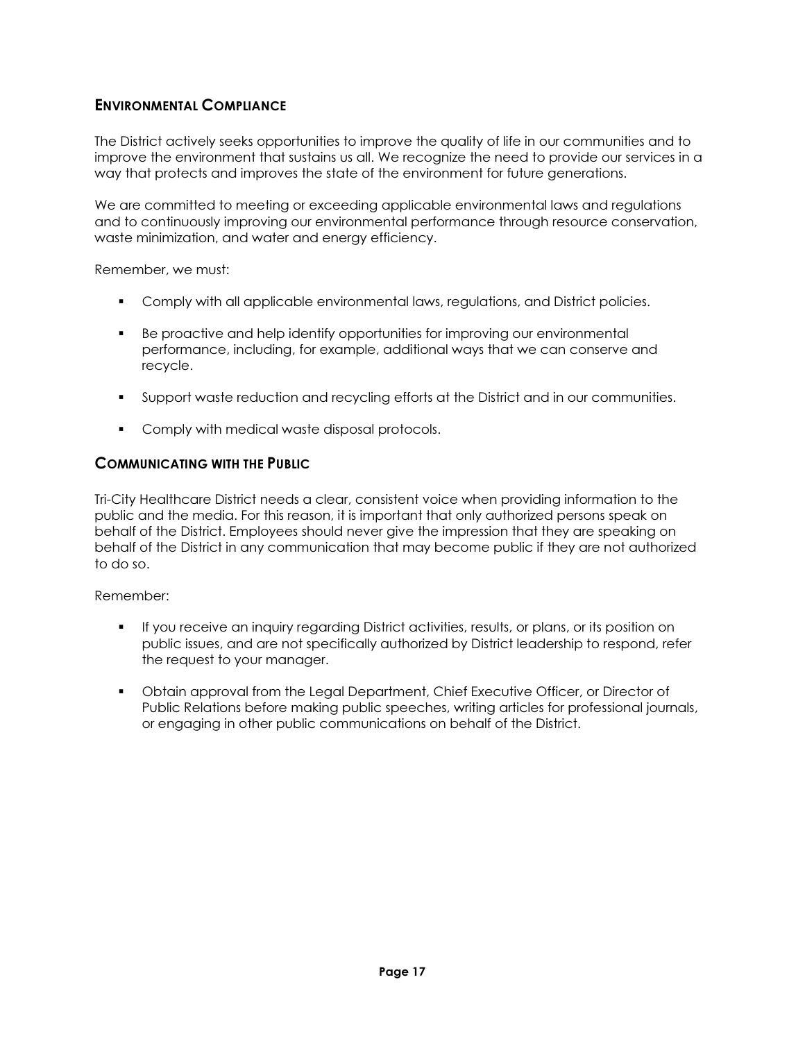## Environmental Compliance

The District actively seeks opportunities to improve the quality of life in our communities and to improve the environment that sustains us all. We recognize the need to provide our services in a way that protects and improves the state of the environment for future generations.

We are committed to meeting or exceeding applicable environmental laws and regulations and to continuously improving our environmental performance through resource conservation, waste minimization, and water and energy efficiency.

Remember, we must:

- Comply with all applicable environmental laws, regulations, and District policies.
- Be proactive and help identify opportunities for improving our environmental performance, including, for example, additional ways that we can conserve and recycle.
- Support waste reduction and recycling efforts at the District and in our communities.
- Comply with medical waste disposal protocols.

## Communicating with the Public

Tri-City Healthcare District needs a clear, consistent voice when providing information to the public and the media. For this reason, it is important that only authorized persons speak on behalf of the District. Employees should never give the impression that they are speaking on behalf of the District in any communication that may become public if they are not authorized to do so.

Remember:

- If you receive an inquiry regarding District activities, results, or plans, or its position on public issues, and are not specifically authorized by District leadership to respond, refer the request to your manager.
- Obtain approval from the Legal Department, Chief Executive Officer, or Director of Public Relations before making public speeches, writing articles for professional journals, or engaging in other public communications on behalf of the District.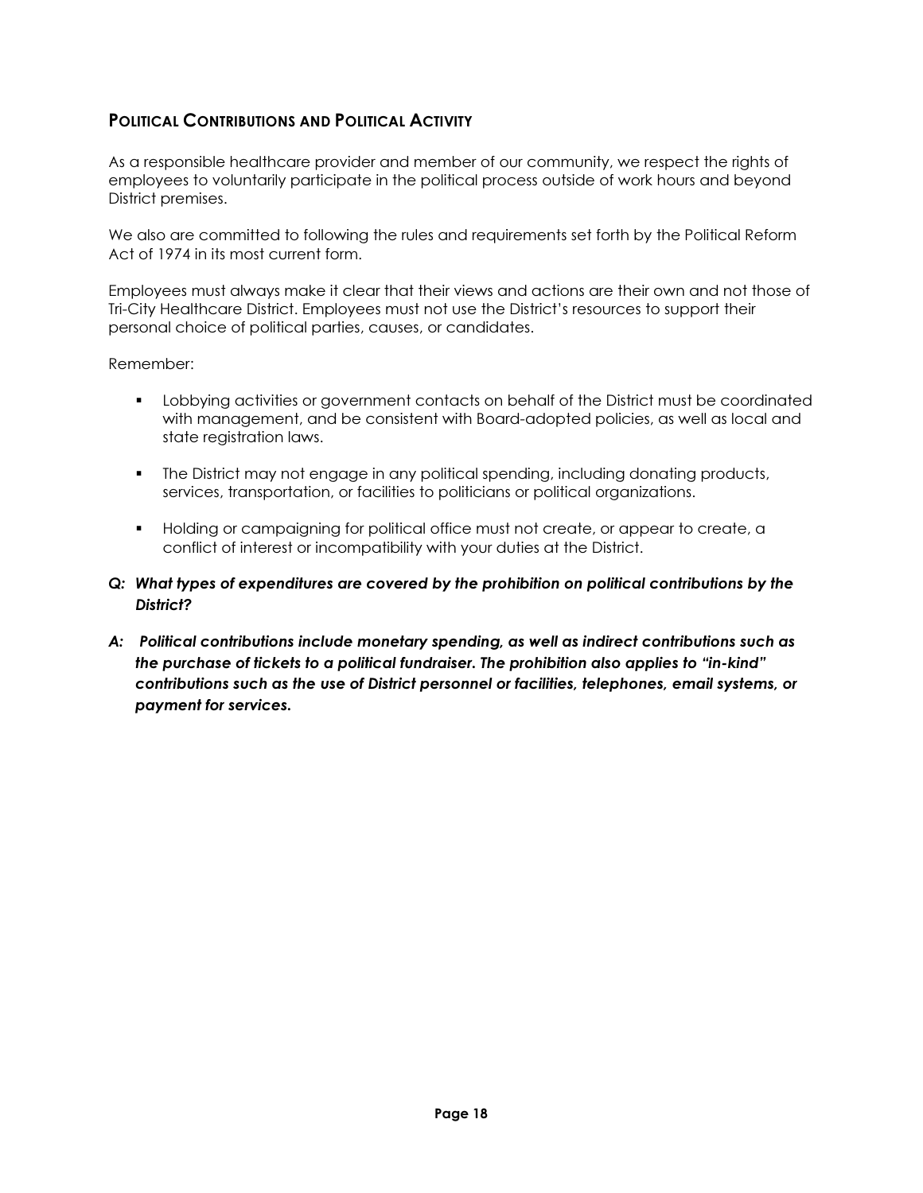## Political Contributions and Political Activity

As a responsible healthcare provider and member of our community, we respect the rights of employees to voluntarily participate in the political process outside of work hours and beyond District premises.

We also are committed to following the rules and requirements set forth by the Political Reform Act of 1974 in its most current form.

Employees must always make it clear that their views and actions are their own and not those of Tri-City Healthcare District. Employees must not use the District's resources to support their personal choice of political parties, causes, or candidates.

Remember:

- Lobbying activities or government contacts on behalf of the District must be coordinated with management, and be consistent with Board-adopted policies, as well as local and state registration laws.
- The District may not engage in any political spending, including donating products, services, transportation, or facilities to politicians or political organizations.
- Holding or campaigning for political office must not create, or appear to create, a conflict of interest or incompatibility with your duties at the District.

***Q: What types of expenditures are covered by the prohibition on political contributions by the District?***

***A: Political contributions include monetary spending, as well as indirect contributions such as the purchase of tickets to a political fundraiser. The prohibition also applies to "in-kind" contributions such as the use of District personnel or facilities, telephones, email systems, or payment for services.***